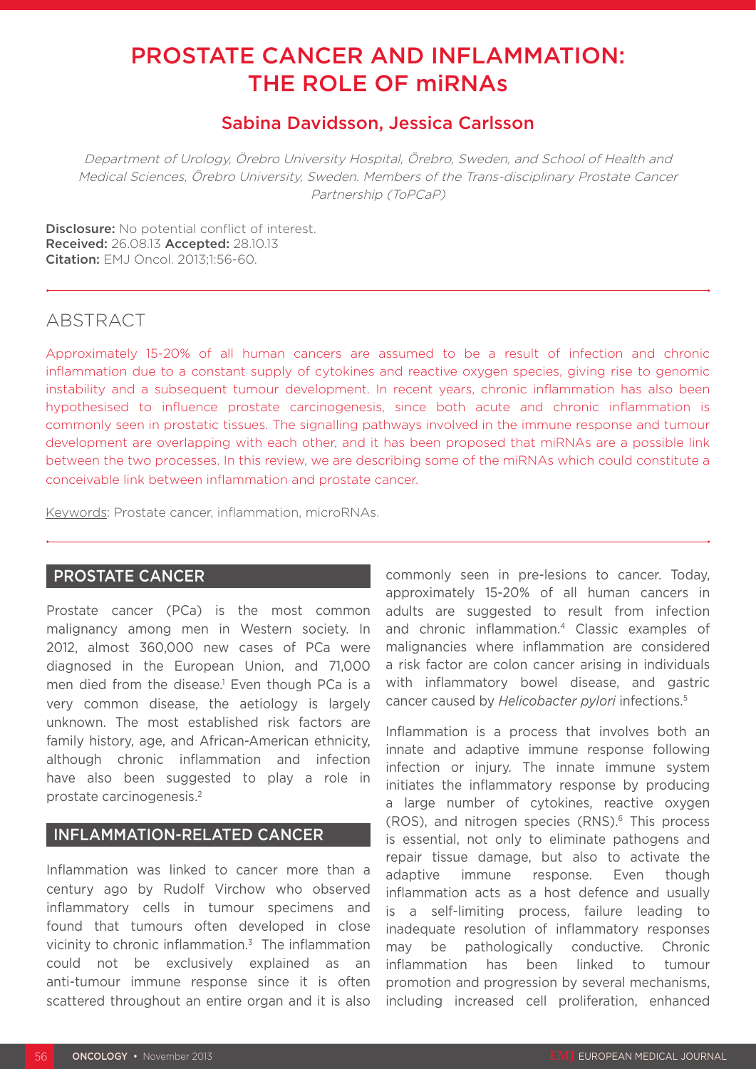# PROSTATE CANCER AND INFLAMMATION: THE ROLE OF miRNAs

## Sabina Davidsson, Jessica Carlsson

*Department of Urology, Örebro University Hospital, Örebro, Sweden, and School of Health and Medical Sciences, Örebro University, Sweden. Members of the Trans-disciplinary Prostate Cancer Partnership (ToPCaP)*

**Disclosure:** No potential conflict of interest.
**Received:** 26.08.13 **Accepted:** 28.10.13
**Citation:** EMJ Oncol. 2013;1:56-60.

## ABSTRACT

Approximately 15-20% of all human cancers are assumed to be a result of infection and chronic inflammation due to a constant supply of cytokines and reactive oxygen species, giving rise to genomic instability and a subsequent tumour development. In recent years, chronic inflammation has also been hypothesised to influence prostate carcinogenesis, since both acute and chronic inflammation is commonly seen in prostatic tissues. The signalling pathways involved in the immune response and tumour development are overlapping with each other, and it has been proposed that miRNAs are a possible link between the two processes. In this review, we are describing some of the miRNAs which could constitute a conceivable link between inflammation and prostate cancer.

Keywords: Prostate cancer, inflammation, microRNAs.

## PROSTATE CANCER

Prostate cancer (PCa) is the most common malignancy among men in Western society. In 2012, almost 360,000 new cases of PCa were diagnosed in the European Union, and 71,000 men died from the disease.[1] Even though PCa is a very common disease, the aetiology is largely unknown. The most established risk factors are family history, age, and African-American ethnicity, although chronic inflammation and infection have also been suggested to play a role in prostate carcinogenesis.[2]

## INFLAMMATION-RELATED CANCER

Inflammation was linked to cancer more than a century ago by Rudolf Virchow who observed inflammatory cells in tumour specimens and found that tumours often developed in close vicinity to chronic inflammation.[3] The inflammation could not be exclusively explained as an anti-tumour immune response since it is often scattered throughout an entire organ and it is also commonly seen in pre-lesions to cancer. Today, approximately 15-20% of all human cancers in adults are suggested to result from infection and chronic inflammation.[4] Classic examples of malignancies where inflammation are considered a risk factor are colon cancer arising in individuals with inflammatory bowel disease, and gastric cancer caused by *Helicobacter pylori* infections.[5]

Inflammation is a process that involves both an innate and adaptive immune response following infection or injury. The innate immune system initiates the inflammatory response by producing a large number of cytokines, reactive oxygen (ROS), and nitrogen species (RNS).[6] This process is essential, not only to eliminate pathogens and repair tissue damage, but also to activate the adaptive immune response. Even though inflammation acts as a host defence and usually is a self-limiting process, failure leading to inadequate resolution of inflammatory responses may be pathologically conductive. Chronic inflammation has been linked to tumour promotion and progression by several mechanisms, including increased cell proliferation, enhanced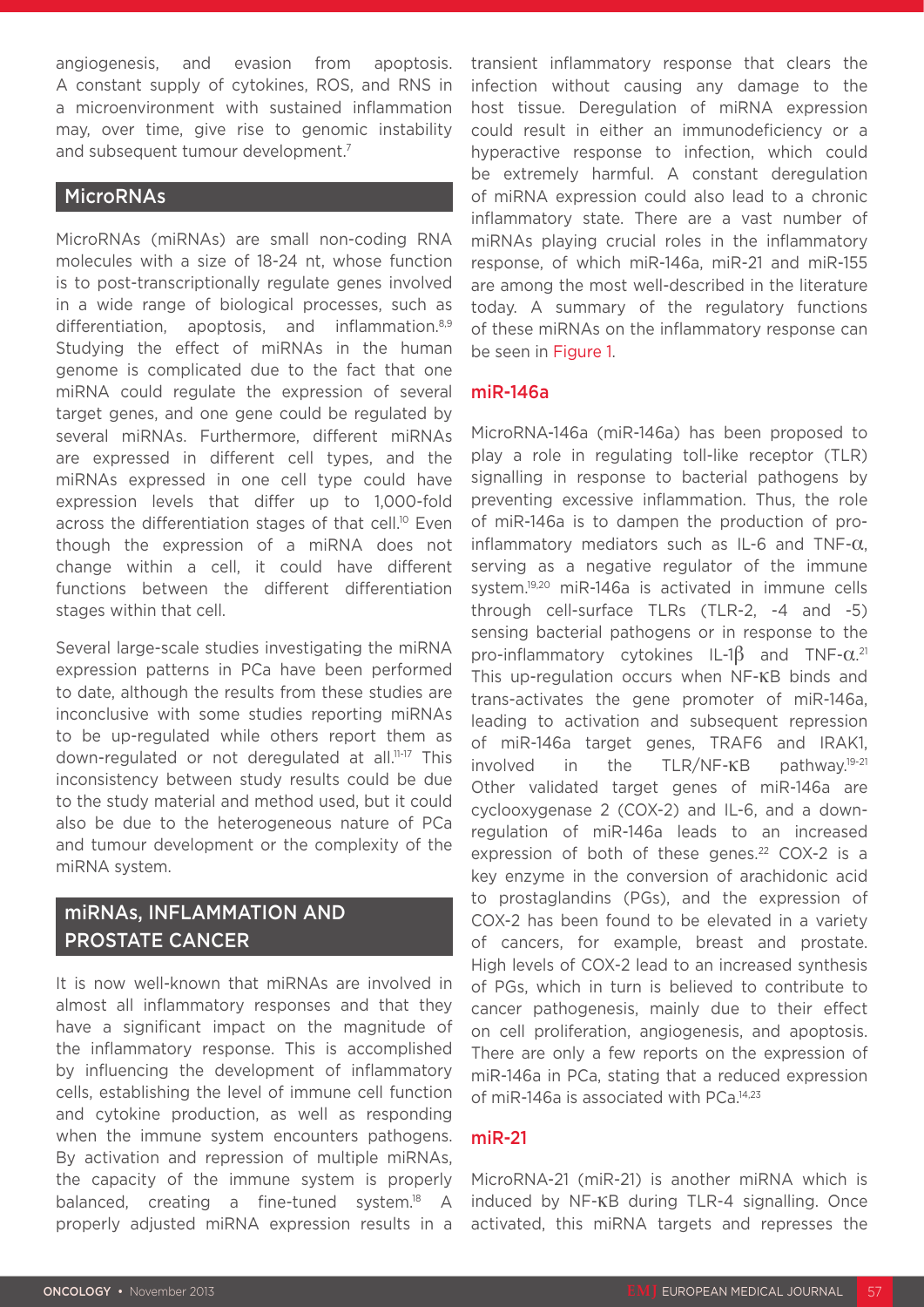angiogenesis, and evasion from apoptosis. A constant supply of cytokines, ROS, and RNS in a microenvironment with sustained inflammation may, over time, give rise to genomic instability and subsequent tumour development.[7]

## MicroRNAs

MicroRNAs (miRNAs) are small non-coding RNA molecules with a size of 18-24 nt, whose function is to post-transcriptionally regulate genes involved in a wide range of biological processes, such as differentiation, apoptosis, and inflammation.[8,9] Studying the effect of miRNAs in the human genome is complicated due to the fact that one miRNA could regulate the expression of several target genes, and one gene could be regulated by several miRNAs. Furthermore, different miRNAs are expressed in different cell types, and the miRNAs expressed in one cell type could have expression levels that differ up to 1,000-fold across the differentiation stages of that cell.[10] Even though the expression of a miRNA does not change within a cell, it could have different functions between the different differentiation stages within that cell.

Several large-scale studies investigating the miRNA expression patterns in PCa have been performed to date, although the results from these studies are inconclusive with some studies reporting miRNAs to be up-regulated while others report them as down-regulated or not deregulated at all.[11-17] This inconsistency between study results could be due to the study material and method used, but it could also be due to the heterogeneous nature of PCa and tumour development or the complexity of the miRNA system.

## miRNAs, INFLAMMATION AND PROSTATE CANCER

It is now well-known that miRNAs are involved in almost all inflammatory responses and that they have a significant impact on the magnitude of the inflammatory response. This is accomplished by influencing the development of inflammatory cells, establishing the level of immune cell function and cytokine production, as well as responding when the immune system encounters pathogens. By activation and repression of multiple miRNAs, the capacity of the immune system is properly balanced, creating a fine-tuned system.[18] A properly adjusted miRNA expression results in a transient inflammatory response that clears the infection without causing any damage to the host tissue. Deregulation of miRNA expression could result in either an immunodeficiency or a hyperactive response to infection, which could be extremely harmful. A constant deregulation of miRNA expression could also lead to a chronic inflammatory state. There are a vast number of miRNAs playing crucial roles in the inflammatory response, of which miR-146a, miR-21 and miR-155 are among the most well-described in the literature today. A summary of the regulatory functions of these miRNAs on the inflammatory response can be seen in Figure 1.

### miR-146a

MicroRNA-146a (miR-146a) has been proposed to play a role in regulating toll-like receptor (TLR) signalling in response to bacterial pathogens by preventing excessive inflammation. Thus, the role of miR-146a is to dampen the production of pro-inflammatory mediators such as IL-6 and TNF-$\alpha$, serving as a negative regulator of the immune system.[19,20] miR-146a is activated in immune cells through cell-surface TLRs (TLR-2, -4 and -5) sensing bacterial pathogens or in response to the pro-inflammatory cytokines IL-1$\beta$ and TNF-$\alpha$.[21] This up-regulation occurs when NF-$\kappa$B binds and trans-activates the gene promoter of miR-146a, leading to activation and subsequent repression of miR-146a target genes, TRAF6 and IRAK1, involved in the TLR/NF-$\kappa$B pathway.[19-21] Other validated target genes of miR-146a are cyclooxygenase 2 (COX-2) and IL-6, and a down-regulation of miR-146a leads to an increased expression of both of these genes.[22] COX-2 is a key enzyme in the conversion of arachidonic acid to prostaglandins (PGs), and the expression of COX-2 has been found to be elevated in a variety of cancers, for example, breast and prostate. High levels of COX-2 lead to an increased synthesis of PGs, which in turn is believed to contribute to cancer pathogenesis, mainly due to their effect on cell proliferation, angiogenesis, and apoptosis. There are only a few reports on the expression of miR-146a in PCa, stating that a reduced expression of miR-146a is associated with PCa.[14,23]

### miR-21

MicroRNA-21 (miR-21) is another miRNA which is induced by NF-$\kappa$B during TLR-4 signalling. Once activated, this miRNA targets and represses the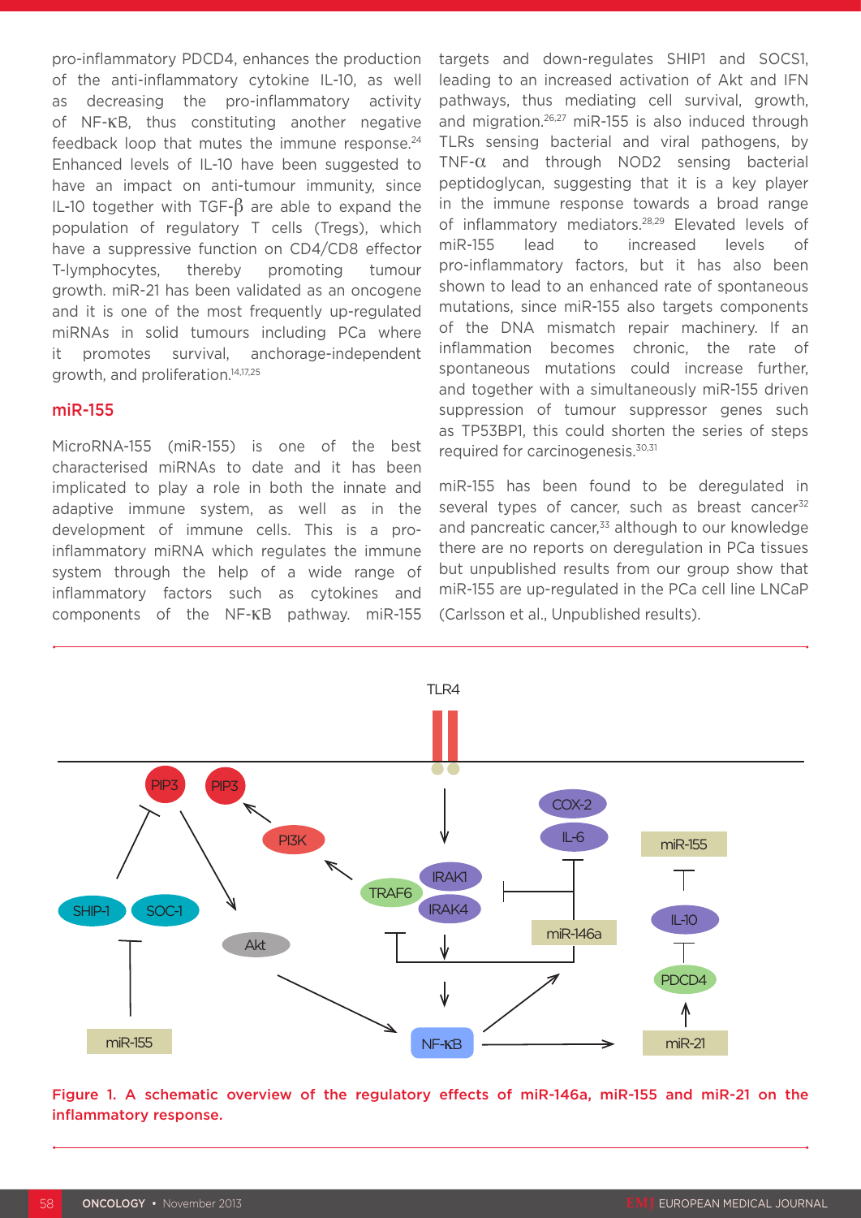pro-inflammatory PDCD4, enhances the production of the anti-inflammatory cytokine IL-10, as well as decreasing the pro-inflammatory activity of NF-κB, thus constituting another negative feedback loop that mutes the immune response.[24] Enhanced levels of IL-10 have been suggested to have an impact on anti-tumour immunity, since IL-10 together with TGF-β are able to expand the population of regulatory T cells (Tregs), which have a suppressive function on CD4/CD8 effector T-lymphocytes, thereby promoting tumour growth. miR-21 has been validated as an oncogene and it is one of the most frequently up-regulated miRNAs in solid tumours including PCa where it promotes survival, anchorage-independent growth, and proliferation.[14,17,25]

## miR-155

MicroRNA-155 (miR-155) is one of the best characterised miRNAs to date and it has been implicated to play a role in both the innate and adaptive immune system, as well as in the development of immune cells. This is a pro-inflammatory miRNA which regulates the immune system through the help of a wide range of inflammatory factors such as cytokines and components of the NF-κB pathway. miR-155 targets and down-regulates SHIP1 and SOCS1, leading to an increased activation of Akt and IFN pathways, thus mediating cell survival, growth, and migration.[26,27] miR-155 is also induced through TLRs sensing bacterial and viral pathogens, by TNF-α and through NOD2 sensing bacterial peptidoglycan, suggesting that it is a key player in the immune response towards a broad range of inflammatory mediators.[28,29] Elevated levels of miR-155 lead to increased levels of pro-inflammatory factors, but it has also been shown to lead to an enhanced rate of spontaneous mutations, since miR-155 also targets components of the DNA mismatch repair machinery. If an inflammation becomes chronic, the rate of spontaneous mutations could increase further, and together with a simultaneously miR-155 driven suppression of tumour suppressor genes such as TP53BP1, this could shorten the series of steps required for carcinogenesis.[30,31]

miR-155 has been found to be deregulated in several types of cancer, such as breast cancer[32] and pancreatic cancer,[33] although to our knowledge there are no reports on deregulation in PCa tissues but unpublished results from our group show that miR-155 are up-regulated in the PCa cell line LNCaP (Carlsson et al., Unpublished results).

Figure 1. A schematic overview of the regulatory effects of miR-146a, miR-155 and miR-21 on the inflammatory response.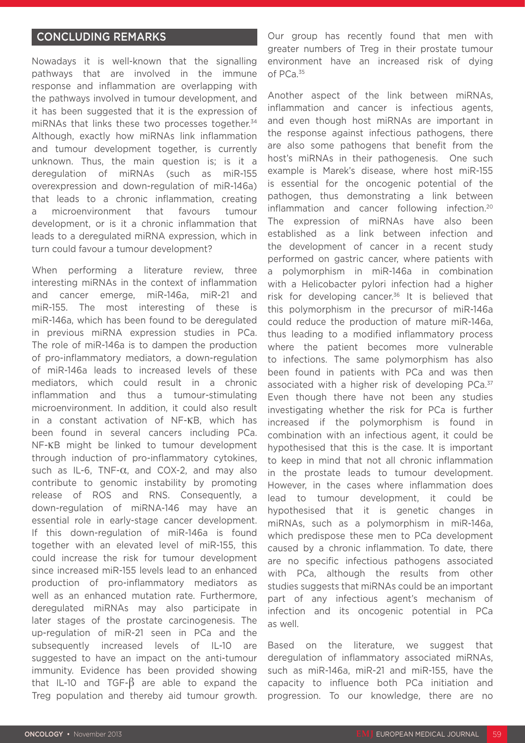## CONCLUDING REMARKS

Nowadays it is well-known that the signalling pathways that are involved in the immune response and inflammation are overlapping with the pathways involved in tumour development, and it has been suggested that it is the expression of miRNAs that links these two processes together.[34] Although, exactly how miRNAs link inflammation and tumour development together, is currently unknown. Thus, the main question is; is it a deregulation of miRNAs (such as miR-155 overexpression and down-regulation of miR-146a) that leads to a chronic inflammation, creating a microenvironment that favours tumour development, or is it a chronic inflammation that leads to a deregulated miRNA expression, which in turn could favour a tumour development?

When performing a literature review, three interesting miRNAs in the context of inflammation and cancer emerge, miR-146a, miR-21 and miR-155. The most interesting of these is miR-146a, which has been found to be deregulated in previous miRNA expression studies in PCa. The role of miR-146a is to dampen the production of pro-inflammatory mediators, a down-regulation of miR-146a leads to increased levels of these mediators, which could result in a chronic inflammation and thus a tumour-stimulating microenvironment. In addition, it could also result in a constant activation of NF-κB, which has been found in several cancers including PCa. NF-κB might be linked to tumour development through induction of pro-inflammatory cytokines, such as IL-6, TNF-α, and COX-2, and may also contribute to genomic instability by promoting release of ROS and RNS. Consequently, a down-regulation of miRNA-146 may have an essential role in early-stage cancer development. If this down-regulation of miR-146a is found together with an elevated level of miR-155, this could increase the risk for tumour development since increased miR-155 levels lead to an enhanced production of pro-inflammatory mediators as well as an enhanced mutation rate. Furthermore, deregulated miRNAs may also participate in later stages of the prostate carcinogenesis. The up-regulation of miR-21 seen in PCa and the subsequently increased levels of IL-10 are suggested to have an impact on the anti-tumour immunity. Evidence has been provided showing that IL-10 and TGF-β are able to expand the Treg population and thereby aid tumour growth. Our group has recently found that men with greater numbers of Treg in their prostate tumour environment have an increased risk of dying of PCa.[35]

Another aspect of the link between miRNAs, inflammation and cancer is infectious agents, and even though host miRNAs are important in the response against infectious pathogens, there are also some pathogens that benefit from the host's miRNAs in their pathogenesis. One such example is Marek's disease, where host miR-155 is essential for the oncogenic potential of the pathogen, thus demonstrating a link between inflammation and cancer following infection.[20] The expression of miRNAs have also been established as a link between infection and the development of cancer in a recent study performed on gastric cancer, where patients with a polymorphism in miR-146a in combination with a Helicobacter pylori infection had a higher risk for developing cancer.[36] It is believed that this polymorphism in the precursor of miR-146a could reduce the production of mature miR-146a, thus leading to a modified inflammatory process where the patient becomes more vulnerable to infections. The same polymorphism has also been found in patients with PCa and was then associated with a higher risk of developing PCa.[37] Even though there have not been any studies investigating whether the risk for PCa is further increased if the polymorphism is found in combination with an infectious agent, it could be hypothesised that this is the case. It is important to keep in mind that not all chronic inflammation in the prostate leads to tumour development. However, in the cases where inflammation does lead to tumour development, it could be hypothesised that it is genetic changes in miRNAs, such as a polymorphism in miR-146a, which predispose these men to PCa development caused by a chronic inflammation. To date, there are no specific infectious pathogens associated with PCa, although the results from other studies suggests that miRNAs could be an important part of any infectious agent's mechanism of infection and its oncogenic potential in PCa as well.

Based on the literature, we suggest that deregulation of inflammatory associated miRNAs, such as miR-146a, miR-21 and miR-155, have the capacity to influence both PCa initiation and progression. To our knowledge, there are no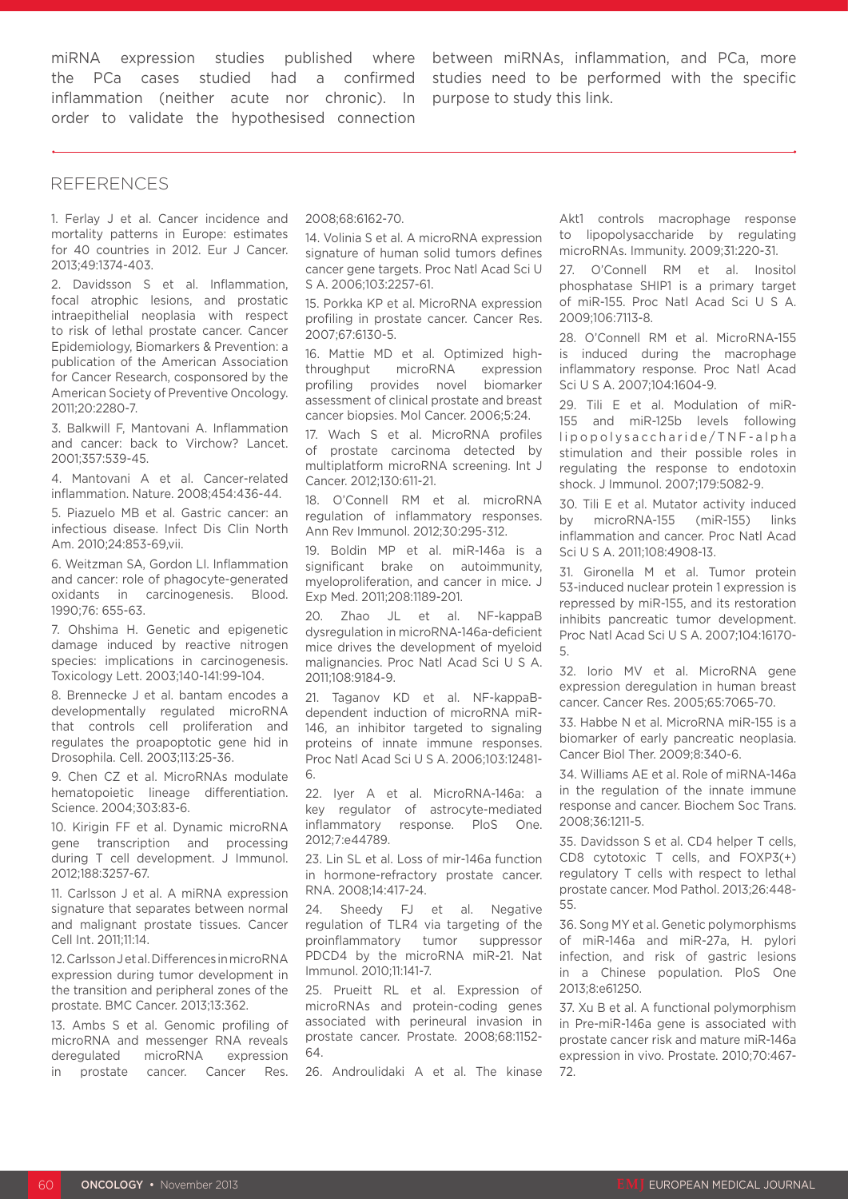miRNA expression studies published where the PCa cases studied had a confirmed inflammation (neither acute nor chronic). In order to validate the hypothesised connection between miRNAs, inflammation, and PCa, more studies need to be performed with the specific purpose to study this link.

## REFERENCES

1. Ferlay J et al. Cancer incidence and mortality patterns in Europe: estimates for 40 countries in 2012. Eur J Cancer. 2013;49:1374-403.

2. Davidsson S et al. Inflammation, focal atrophic lesions, and prostatic intraepithelial neoplasia with respect to risk of lethal prostate cancer. Cancer Epidemiology, Biomarkers & Prevention: a publication of the American Association for Cancer Research, cosponsored by the American Society of Preventive Oncology. 2011;20:2280-7.

3. Balkwill F, Mantovani A. Inflammation and cancer: back to Virchow? Lancet. 2001;357:539-45.

4. Mantovani A et al. Cancer-related inflammation. Nature. 2008;454:436-44.

5. Piazuelo MB et al. Gastric cancer: an infectious disease. Infect Dis Clin North Am. 2010;24:853-69,vii.

6. Weitzman SA, Gordon LI. Inflammation and cancer: role of phagocyte-generated oxidants in carcinogenesis. Blood. 1990;76: 655-63.

7. Ohshima H. Genetic and epigenetic damage induced by reactive nitrogen species: implications in carcinogenesis. Toxicology Lett. 2003;140-141:99-104.

8. Brennecke J et al. bantam encodes a developmentally regulated microRNA that controls cell proliferation and regulates the proapoptotic gene hid in Drosophila. Cell. 2003;113:25-36.

9. Chen CZ et al. MicroRNAs modulate hematopoietic lineage differentiation. Science. 2004;303:83-6.

10. Kirigin FF et al. Dynamic microRNA gene transcription and processing during T cell development. J Immunol. 2012;188:3257-67.

11. Carlsson J et al. A miRNA expression signature that separates between normal and malignant prostate tissues. Cancer Cell Int. 2011;11:14.

12. Carlsson J et al. Differences in microRNA expression during tumor development in the transition and peripheral zones of the prostate. BMC Cancer. 2013;13:362.

13. Ambs S et al. Genomic profiling of microRNA and messenger RNA reveals deregulated microRNA expression in prostate cancer. Cancer Res. 2008;68:6162-70.

14. Volinia S et al. A microRNA expression signature of human solid tumors defines cancer gene targets. Proc Natl Acad Sci U S A. 2006;103:2257-61.

15. Porkka KP et al. MicroRNA expression profiling in prostate cancer. Cancer Res. 2007;67:6130-5.

16. Mattie MD et al. Optimized high-throughput microRNA expression profiling provides novel biomarker assessment of clinical prostate and breast cancer biopsies. Mol Cancer. 2006;5:24.

17. Wach S et al. MicroRNA profiles of prostate carcinoma detected by multiplatform microRNA screening. Int J Cancer. 2012;130:611-21.

18. O'Connell RM et al. microRNA regulation of inflammatory responses. Ann Rev Immunol. 2012;30:295-312.

19. Boldin MP et al. miR-146a is a significant brake on autoimmunity, myeloproliferation, and cancer in mice. J Exp Med. 2011;208:1189-201.

20. Zhao JL et al. NF-kappaB dysregulation in microRNA-146a-deficient mice drives the development of myeloid malignancies. Proc Natl Acad Sci U S A. 2011;108:9184-9.

21. Taganov KD et al. NF-kappaB-dependent induction of microRNA miR-146, an inhibitor targeted to signaling proteins of innate immune responses. Proc Natl Acad Sci U S A. 2006;103:12481-6.

22. Iyer A et al. MicroRNA-146a: a key regulator of astrocyte-mediated inflammatory response. PloS One. 2012;7:e44789.

23. Lin SL et al. Loss of mir-146a function in hormone-refractory prostate cancer. RNA. 2008;14:417-24.

24. Sheedy FJ et al. Negative regulation of TLR4 via targeting of the proinflammatory tumor suppressor PDCD4 by the microRNA miR-21. Nat Immunol. 2010;11:141-7.

25. Prueitt RL et al. Expression of microRNAs and protein-coding genes associated with perineural invasion in prostate cancer. Prostate. 2008;68:1152-64.

26. Androulidaki A et al. The kinase Akt1 controls macrophage response to lipopolysaccharide by regulating microRNAs. Immunity. 2009;31:220-31.

27. O'Connell RM et al. Inositol phosphatase SHIP1 is a primary target of miR-155. Proc Natl Acad Sci U S A. 2009;106:7113-8.

28. O'Connell RM et al. MicroRNA-155 is induced during the macrophage inflammatory response. Proc Natl Acad Sci U S A. 2007;104:1604-9.

29. Tili E et al. Modulation of miR-155 and miR-125b levels following lipopolysaccharide/TNF-alpha stimulation and their possible roles in regulating the response to endotoxin shock. J Immunol. 2007;179:5082-9.

30. Tili E et al. Mutator activity induced by microRNA-155 (miR-155) links inflammation and cancer. Proc Natl Acad Sci U S A. 2011;108:4908-13.

31. Gironella M et al. Tumor protein 53-induced nuclear protein 1 expression is repressed by miR-155, and its restoration inhibits pancreatic tumor development. Proc Natl Acad Sci U S A. 2007;104:16170-5.

32. Iorio MV et al. MicroRNA gene expression deregulation in human breast cancer. Cancer Res. 2005;65:7065-70.

33. Habbe N et al. MicroRNA miR-155 is a biomarker of early pancreatic neoplasia. Cancer Biol Ther. 2009;8:340-6.

34. Williams AE et al. Role of miRNA-146a in the regulation of the innate immune response and cancer. Biochem Soc Trans. 2008;36:1211-5.

35. Davidsson S et al. CD4 helper T cells, CD8 cytotoxic T cells, and FOXP3(+) regulatory T cells with respect to lethal prostate cancer. Mod Pathol. 2013;26:448-55.

36. Song MY et al. Genetic polymorphisms of miR-146a and miR-27a, H. pylori infection, and risk of gastric lesions in a Chinese population. PloS One 2013;8:e61250.

37. Xu B et al. A functional polymorphism in Pre-miR-146a gene is associated with prostate cancer risk and mature miR-146a expression in vivo. Prostate. 2010;70:467-72.